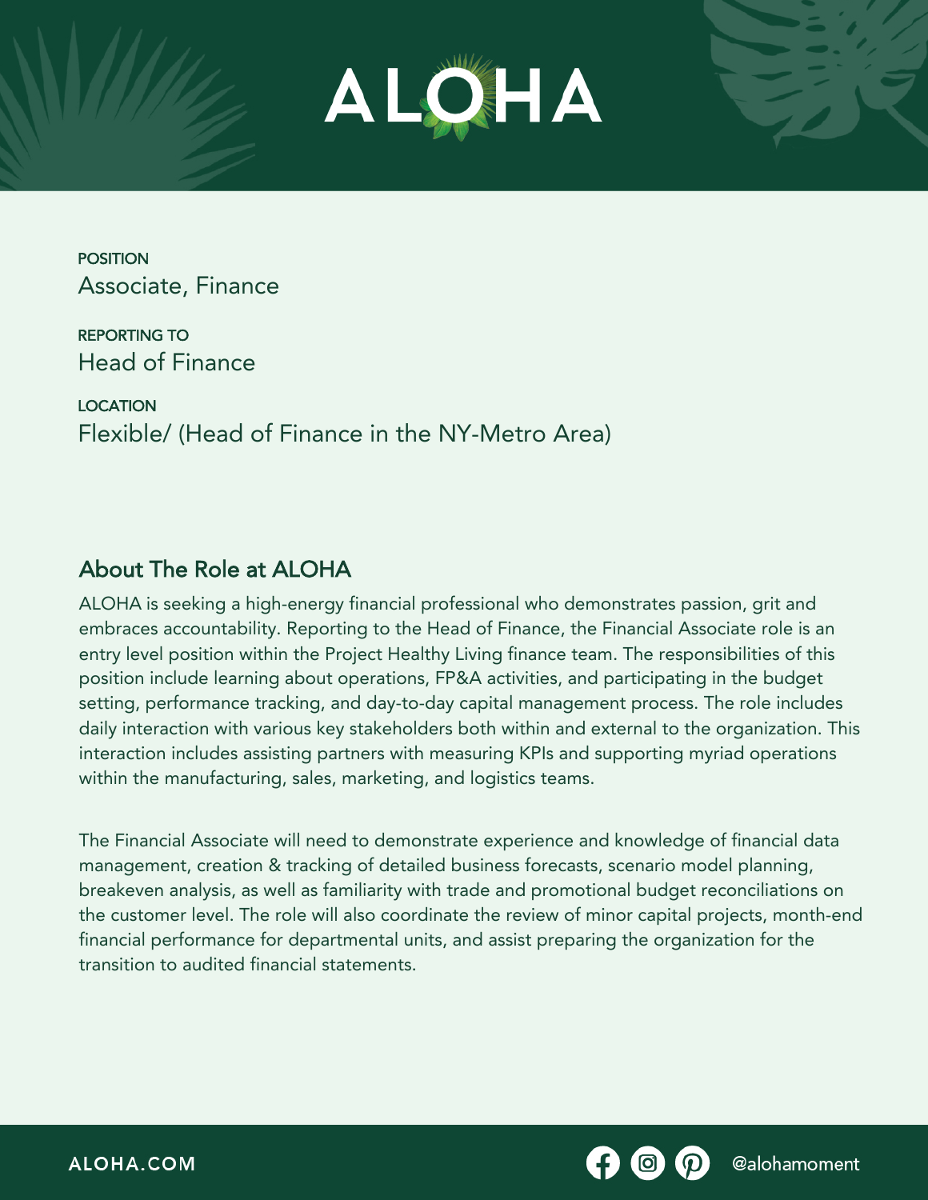# ALOHA

**POSITION**
Associate, Finance

**REPORTING TO**
Head of Finance

**LOCATION**
Flexible/ (Head of Finance in the NY-Metro Area)

## About The Role at ALOHA

ALOHA is seeking a high-energy financial professional who demonstrates passion, grit and embraces accountability. Reporting to the Head of Finance, the Financial Associate role is an entry level position within the Project Healthy Living finance team. The responsibilities of this position include learning about operations, FP&A activities, and participating in the budget setting, performance tracking, and day-to-day capital management process. The role includes daily interaction with various key stakeholders both within and external to the organization. This interaction includes assisting partners with measuring KPIs and supporting myriad operations within the manufacturing, sales, marketing, and logistics teams.

The Financial Associate will need to demonstrate experience and knowledge of financial data management, creation & tracking of detailed business forecasts, scenario model planning, breakeven analysis, as well as familiarity with trade and promotional budget reconciliations on the customer level. The role will also coordinate the review of minor capital projects, month-end financial performance for departmental units, and assist preparing the organization for the transition to audited financial statements.

ALOHA.COM

@alohamoment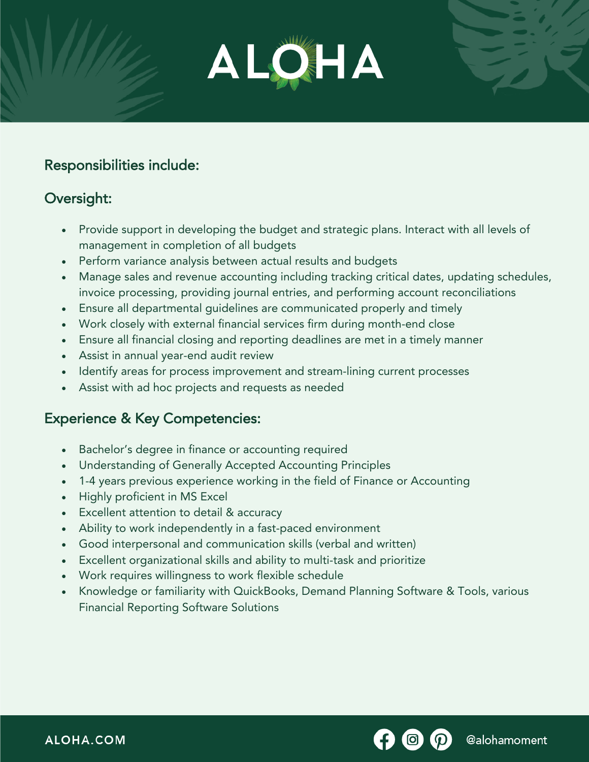## Responsibilities include:

## Oversight:

- Provide support in developing the budget and strategic plans. Interact with all levels of management in completion of all budgets
- Perform variance analysis between actual results and budgets
- Manage sales and revenue accounting including tracking critical dates, updating schedules, invoice processing, providing journal entries, and performing account reconciliations
- Ensure all departmental guidelines are communicated properly and timely
- Work closely with external financial services firm during month-end close
- Ensure all financial closing and reporting deadlines are met in a timely manner
- Assist in annual year-end audit review
- Identify areas for process improvement and stream-lining current processes
- Assist with ad hoc projects and requests as needed

## Experience & Key Competencies:

- Bachelor's degree in finance or accounting required
- Understanding of Generally Accepted Accounting Principles
- 1-4 years previous experience working in the field of Finance or Accounting
- Highly proficient in MS Excel
- Excellent attention to detail & accuracy
- Ability to work independently in a fast-paced environment
- Good interpersonal and communication skills (verbal and written)
- Excellent organizational skills and ability to multi-task and prioritize
- Work requires willingness to work flexible schedule
- Knowledge or familiarity with QuickBooks, Demand Planning Software & Tools, various Financial Reporting Software Solutions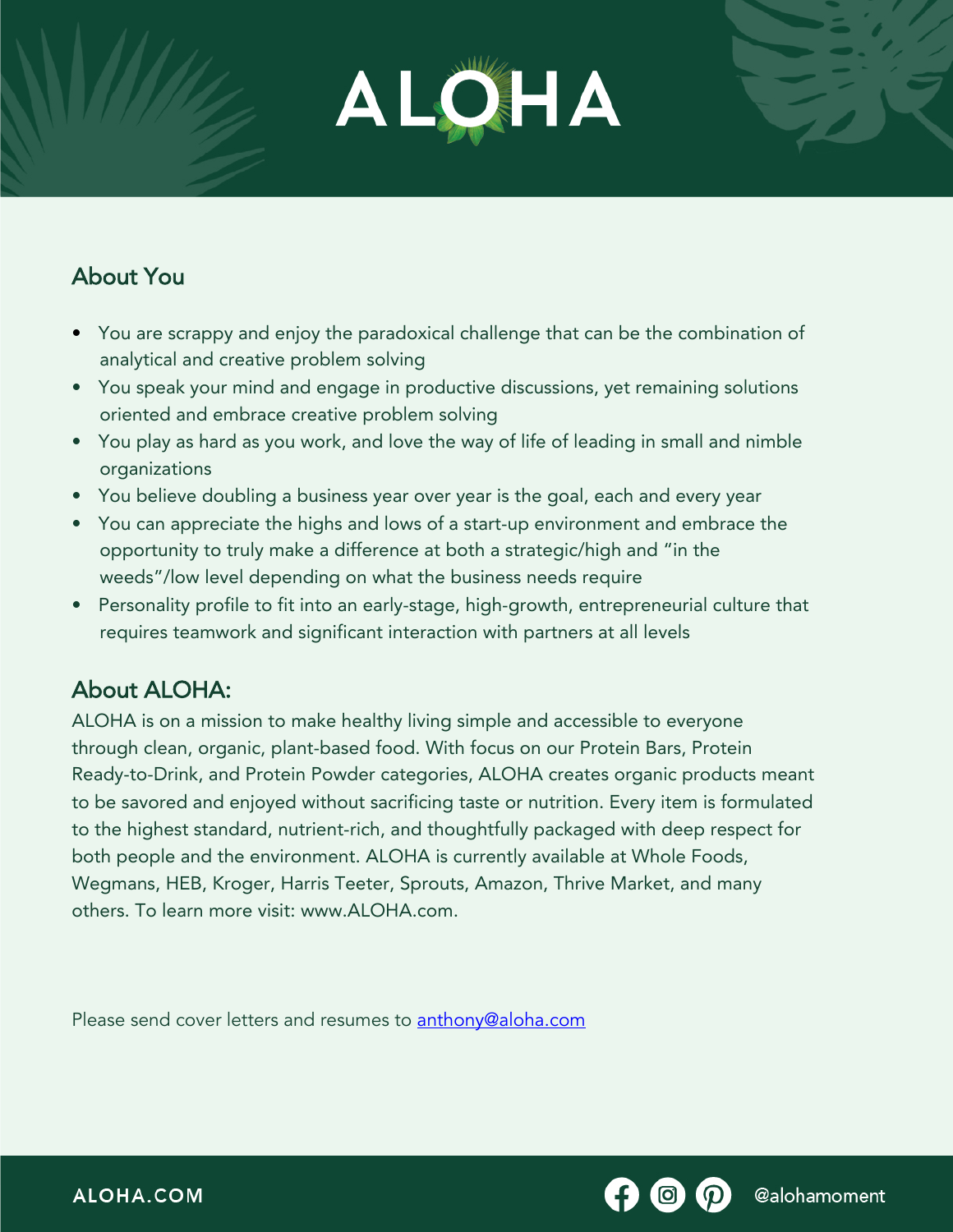# ALOHA

## About You

- You are scrappy and enjoy the paradoxical challenge that can be the combination of analytical and creative problem solving
- You speak your mind and engage in productive discussions, yet remaining solutions oriented and embrace creative problem solving
- You play as hard as you work, and love the way of life of leading in small and nimble organizations
- You believe doubling a business year over year is the goal, each and every year
- You can appreciate the highs and lows of a start-up environment and embrace the opportunity to truly make a difference at both a strategic/high and "in the weeds"/low level depending on what the business needs require
- Personality profile to fit into an early-stage, high-growth, entrepreneurial culture that requires teamwork and significant interaction with partners at all levels

## About ALOHA:

ALOHA is on a mission to make healthy living simple and accessible to everyone through clean, organic, plant-based food. With focus on our Protein Bars, Protein Ready-to-Drink, and Protein Powder categories, ALOHA creates organic products meant to be savored and enjoyed without sacrificing taste or nutrition. Every item is formulated to the highest standard, nutrient-rich, and thoughtfully packaged with deep respect for both people and the environment. ALOHA is currently available at Whole Foods, Wegmans, HEB, Kroger, Harris Teeter, Sprouts, Amazon, Thrive Market, and many others. To learn more visit: www.ALOHA.com.

Please send cover letters and resumes to anthony@aloha.com

ALOHA.COM @alohamoment